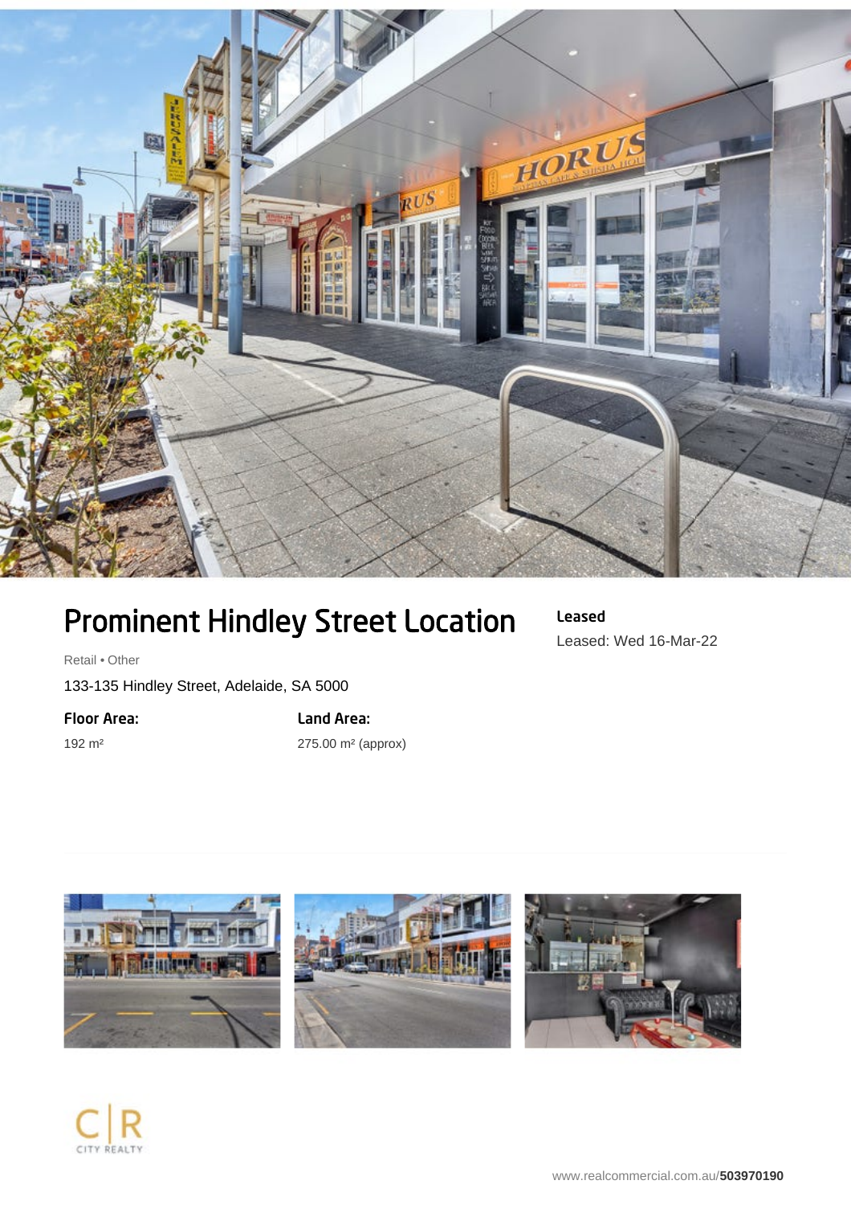# Prominent Hindley Street Location

**Leased**

Leased: Wed 16-Mar-22

Retail • Other

133-135 Hindley Street, Adelaide, SA 5000

**Floor Area:**

192 m²

**Land Area:**

275.00 m² (approx)

CITY REALTY

www.realcommercial.com.au/**503970190**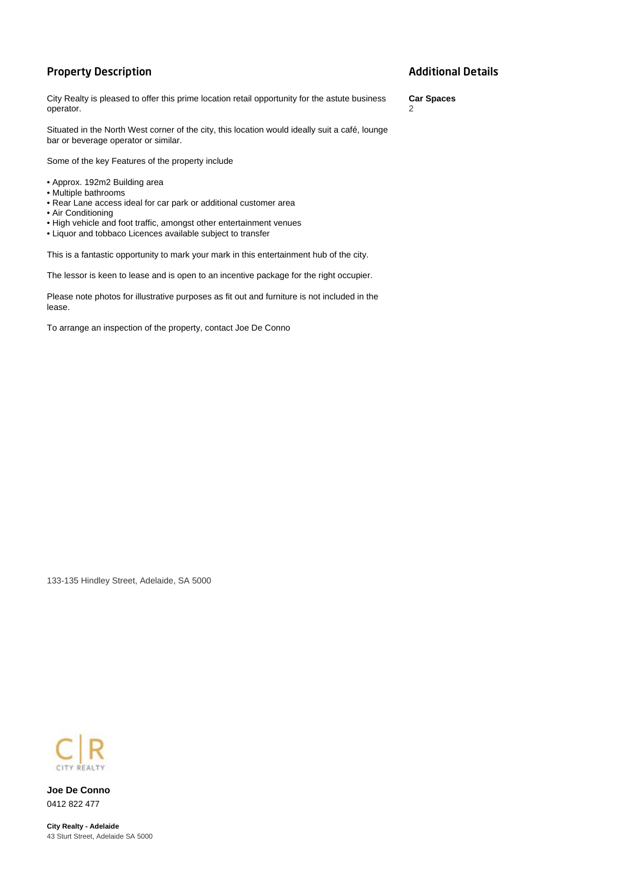## Property Description

City Realty is pleased to offer this prime location retail opportunity for the astute business operator.

Situated in the North West corner of the city, this location would ideally suit a café, lounge bar or beverage operator or similar.

Some of the key Features of the property include

- Approx. 192m2 Building area
- Multiple bathrooms
- Rear Lane access ideal for car park or additional customer area
- Air Conditioning
- High vehicle and foot traffic, amongst other entertainment venues
- Liquor and tobbaco Licences available subject to transfer

This is a fantastic opportunity to mark your mark in this entertainment hub of the city.

The lessor is keen to lease and is open to an incentive package for the right occupier.

Please note photos for illustrative purposes as fit out and furniture is not included in the lease.

To arrange an inspection of the property, contact Joe De Conno

## Additional Details

**Car Spaces**
2

133-135 Hindley Street, Adelaide, SA 5000

C|R
CITY REALTY

**Joe De Conno**
0412 822 477

**City Realty - Adelaide**
43 Sturt Street, Adelaide SA 5000